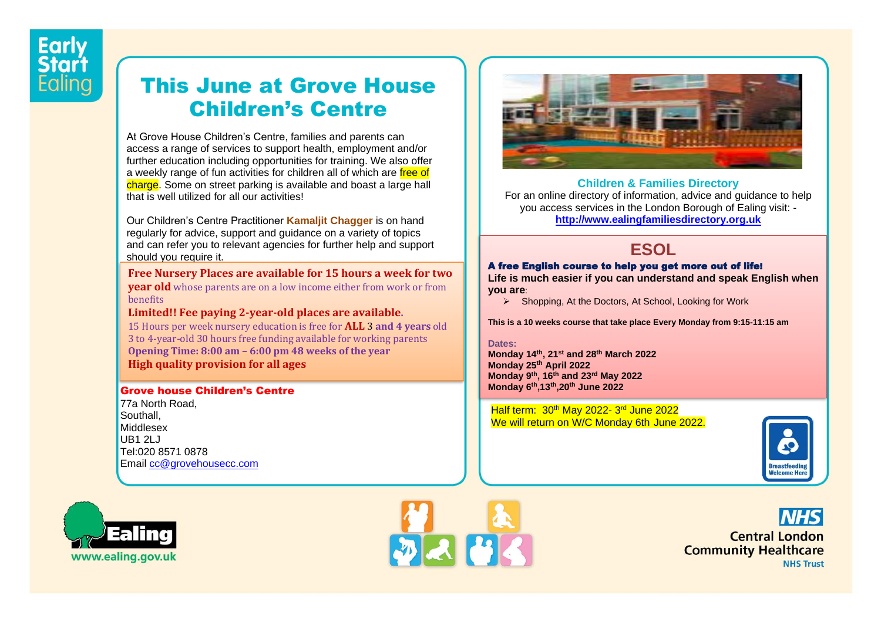Early Start Ealing

# This June at Grove House Children's Centre

At Grove House Children's Centre, families and parents can access a range of services to support health, employment and/or further education including opportunities for training. We also offer a weekly range of fun activities for children all of which are free of charge. Some on street parking is available and boast a large hall that is well utilized for all our activities!

Our Children's Centre Practitioner **Kamaljit Chagger** is on hand regularly for advice, support and guidance on a variety of topics and can refer you to relevant agencies for further help and support should you require it.

**Free Nursery Places are available for 15 hours a week for two year old** whose parents are on a low income either from work or from benefits

**Limited!! Fee paying 2-year-old places are available.**

15 Hours per week nursery education is free for **ALL** 3 **and 4 years** old

3 to 4-year-old 30 hours free funding available for working parents

**Opening Time: 8:00 am – 6:00 pm 48 weeks of the year**

**High quality provision for all ages**

**Grove house Children's Centre**

77a North Road,
Southall,
Middlesex
UB1 2LJ
Tel:020 8571 0878
Email cc@grovehousecc.com

## Children & Families Directory

For an online directory of information, advice and guidance to help you access services in the London Borough of Ealing visit: - **http://www.ealingfamiliesdirectory.org.uk**

## ESOL

**A free English course to help you get more out of life!**

**Life is much easier if you can understand and speak English when you are**:

- Shopping, At the Doctors, At School, Looking for Work

**This is a 10 weeks course that take place Every Monday from 9:15-11:15 am**

**Dates:**

**Monday 14th, 21st and 28th March 2022**
**Monday 25th April 2022**
**Monday 9th, 16th and 23rd May 2022**
**Monday 6th,13th,20th June 2022**

Half term: 30th May 2022- 3rd June 2022
We will return on W/C Monday 6th June 2022.

Breastfeeding Welcome Here

Ealing www.ealing.gov.uk

NHS Central London Community Healthcare NHS Trust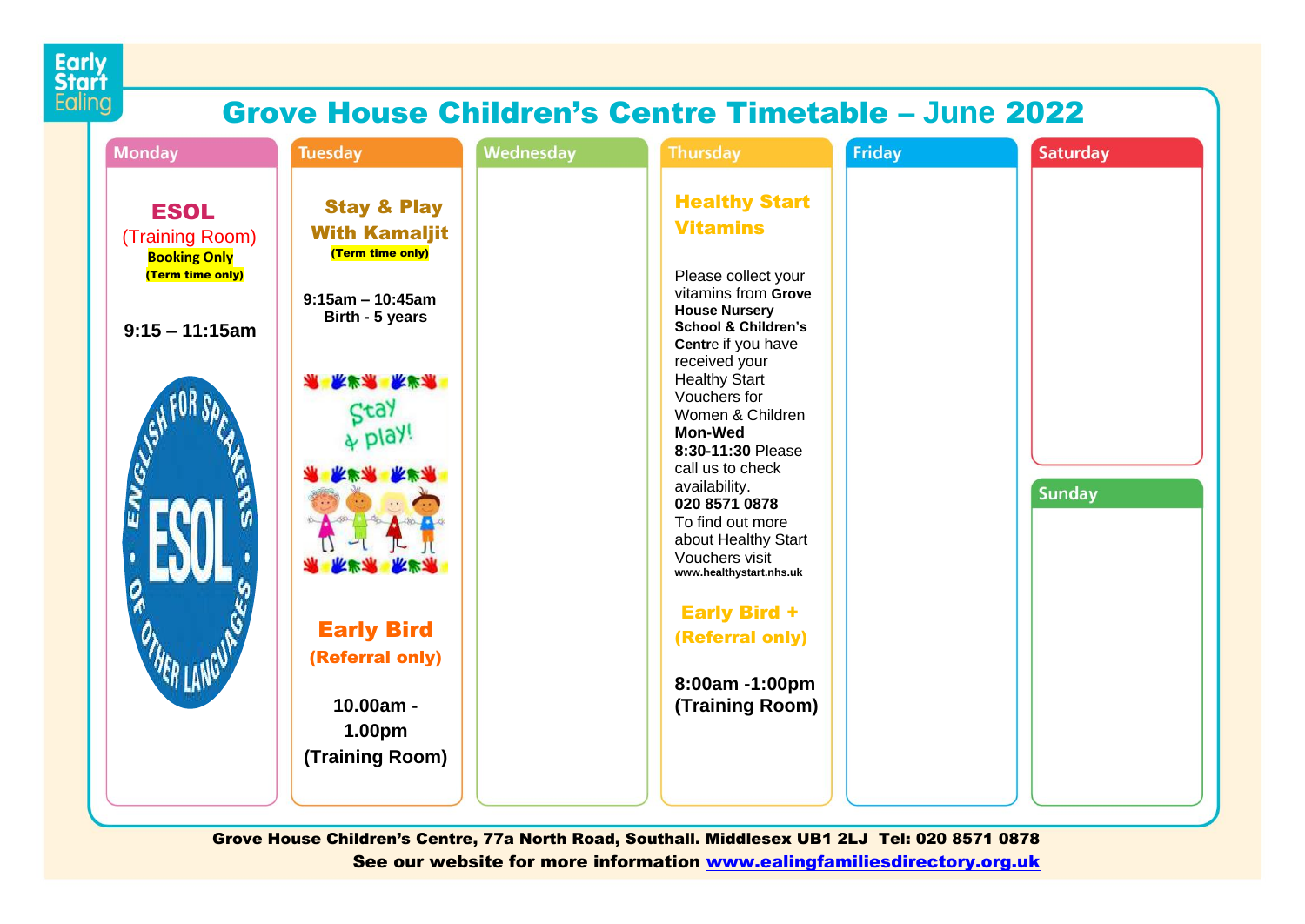Early Start Ealing

# Grove House Children's Centre Timetable – June 2022

## Monday

**ESOL**
(Training Room)
**Booking Only**
**(Term time only)**

**9:15 – 11:15am**

## Tuesday

**Stay & Play With Kamaljit**
**(Term time only)**

**9:15am – 10:45am**
**Birth - 5 years**

**Early Bird**
**(Referral only)**

**10.00am - 1.00pm**
**(Training Room)**

## Wednesday

## Thursday

**Healthy Start Vitamins**

Please collect your vitamins from **Grove House Nursery School & Children's Centre** if you have received your Healthy Start Vouchers for Women & Children **Mon-Wed 8:30-11:30** Please call us to check availability.
**020 8571 0878**
To find out more about Healthy Start Vouchers visit **www.healthystart.nhs.uk**

**Early Bird +**
**(Referral only)**

**8:00am -1:00pm**
**(Training Room)**

## Friday

## Saturday

## Sunday

**Grove House Children's Centre, 77a North Road, Southall. Middlesex UB1 2LJ Tel: 020 8571 0878**
**See our website for more information www.ealingfamiliesdirectory.org.uk**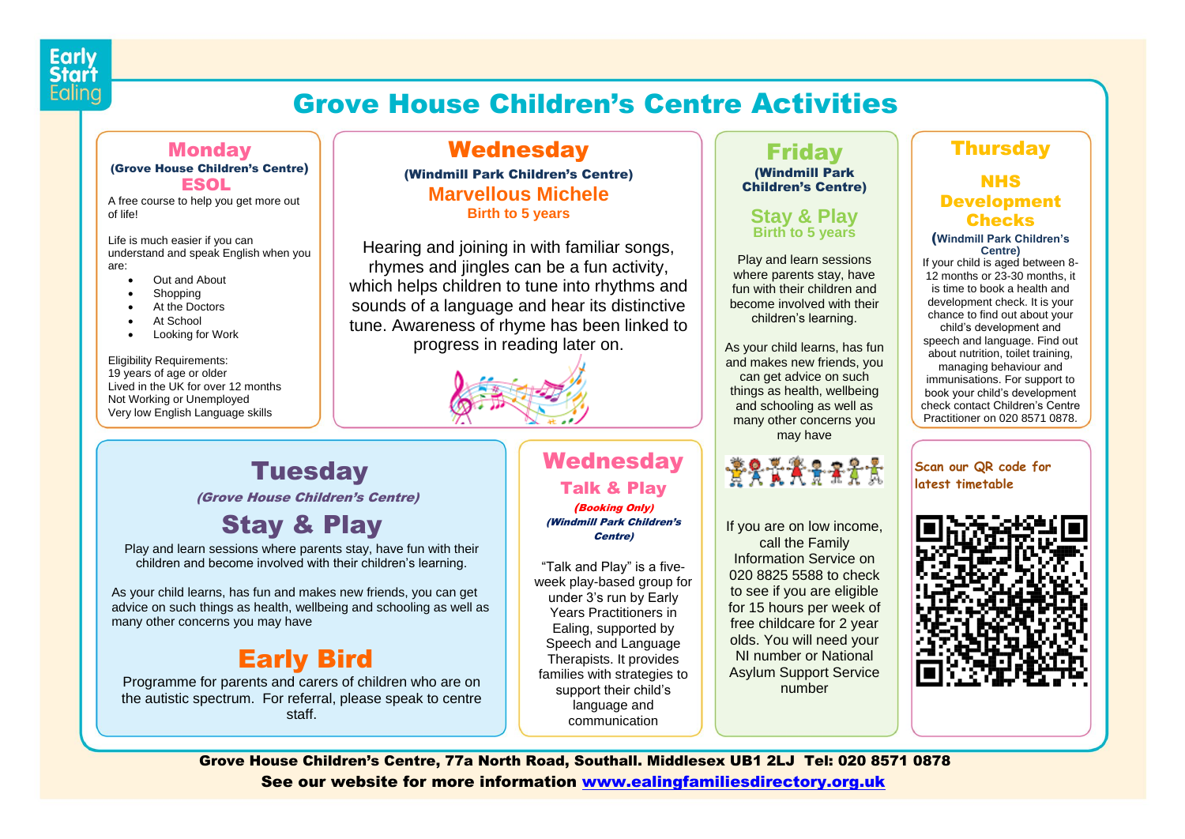Early Start Ealing

# Grove House Children's Centre Activities

## Monday

**(Grove House Children's Centre)**

### ESOL

A free course to help you get more out of life!

Life is much easier if you can understand and speak English when you are:

- Out and About
- Shopping
- At the Doctors
- At School
- Looking for Work

Eligibility Requirements:
19 years of age or older
Lived in the UK for over 12 months
Not Working or Unemployed
Very low English Language skills

## Wednesday

**(Windmill Park Children's Centre)**

### Marvellous Michele

**Birth to 5 years**

Hearing and joining in with familiar songs, rhymes and jingles can be a fun activity, which helps children to tune into rhythms and sounds of a language and hear its distinctive tune. Awareness of rhyme has been linked to progress in reading later on.

## Friday

**(Windmill Park Children's Centre)**

### Stay & Play

**Birth to 5 years**

Play and learn sessions where parents stay, have fun with their children and become involved with their children's learning.

As your child learns, has fun and makes new friends, you can get advice on such things as health, wellbeing and schooling as well as many other concerns you may have

If you are on low income, call the Family Information Service on 020 8825 5588 to check to see if you are eligible for 15 hours per week of free childcare for 2 year olds. You will need your NI number or National Asylum Support Service number

## Thursday

### NHS Development Checks

**(Windmill Park Children's Centre)**

If your child is aged between 8-12 months or 23-30 months, it is time to book a health and development check. It is your chance to find out about your child's development and speech and language. Find out about nutrition, toilet training, managing behaviour and immunisations. For support to book your child's development check contact Children's Centre Practitioner on 020 8571 0878.

## Tuesday

***(Grove House Children's Centre)***

### Stay & Play

Play and learn sessions where parents stay, have fun with their children and become involved with their children's learning.

As your child learns, has fun and makes new friends, you can get advice on such things as health, wellbeing and schooling as well as many other concerns you may have

### Early Bird

Programme for parents and carers of children who are on the autistic spectrum. For referral, please speak to centre staff.

## Wednesday

### Talk & Play

***(Booking Only)***

***(Windmill Park Children's Centre)***

"Talk and Play" is a five-week play-based group for under 3's run by Early Years Practitioners in Ealing, supported by Speech and Language Therapists. It provides families with strategies to support their child's language and communication

**Scan our QR code for latest timetable**

**Grove House Children's Centre, 77a North Road, Southall. Middlesex UB1 2LJ Tel: 020 8571 0878**

**See our website for more information www.ealingfamiliesdirectory.org.uk**